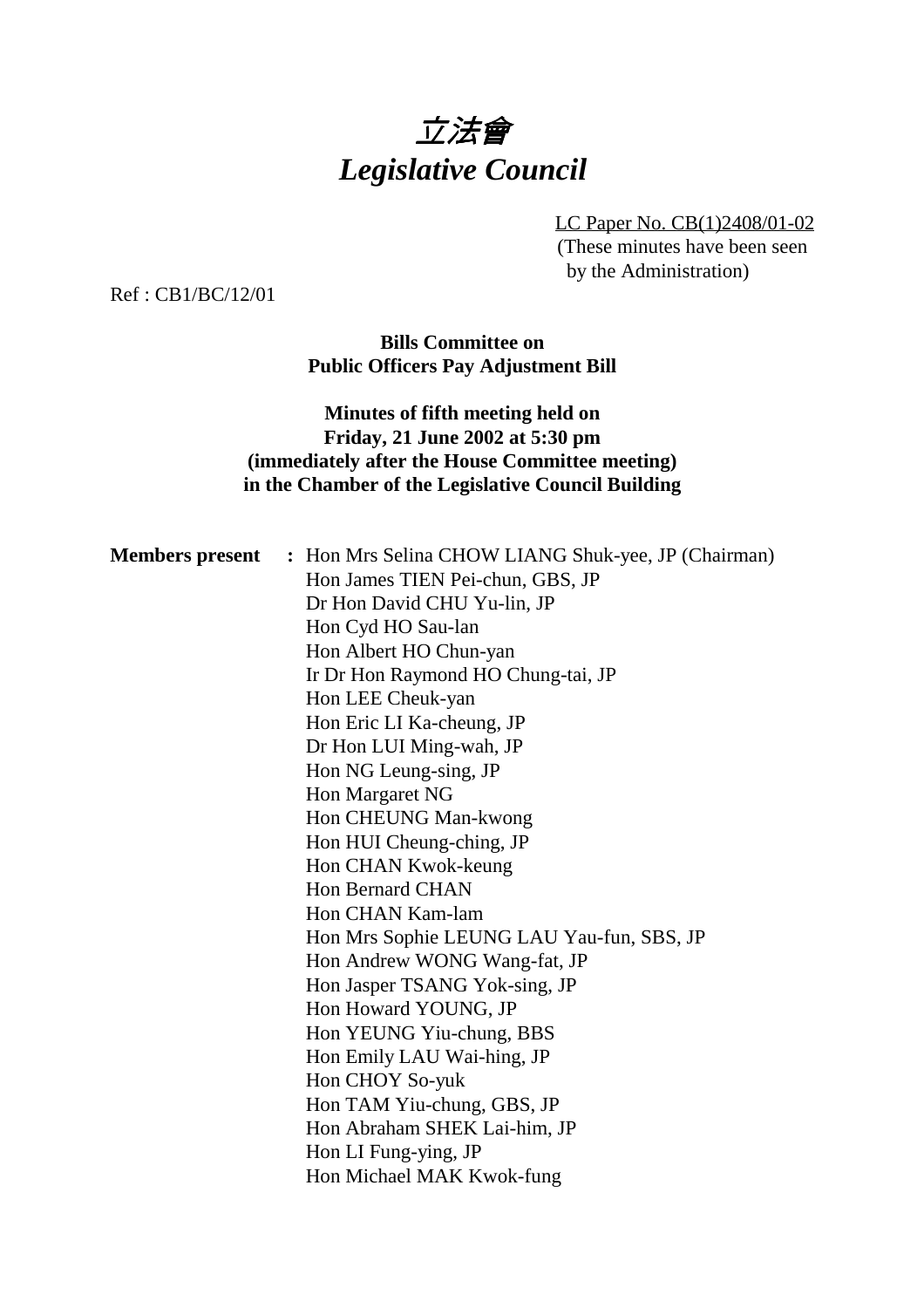# 立法會
# *Legislative Council*

LC Paper No. CB(1)2408/01-02
(These minutes have been seen by the Administration)

Ref : CB1/BC/12/01

**Bills Committee on**
**Public Officers Pay Adjustment Bill**

**Minutes of fifth meeting held on**
**Friday, 21 June 2002 at 5:30 pm**
**(immediately after the House Committee meeting)**
**in the Chamber of the Legislative Council Building**

**Members present :**

Hon Mrs Selina CHOW LIANG Shuk-yee, JP (Chairman)
Hon James TIEN Pei-chun, GBS, JP
Dr Hon David CHU Yu-lin, JP
Hon Cyd HO Sau-lan
Hon Albert HO Chun-yan
Ir Dr Hon Raymond HO Chung-tai, JP
Hon LEE Cheuk-yan
Hon Eric LI Ka-cheung, JP
Dr Hon LUI Ming-wah, JP
Hon NG Leung-sing, JP
Hon Margaret NG
Hon CHEUNG Man-kwong
Hon HUI Cheung-ching, JP
Hon CHAN Kwok-keung
Hon Bernard CHAN
Hon CHAN Kam-lam
Hon Mrs Sophie LEUNG LAU Yau-fun, SBS, JP
Hon Andrew WONG Wang-fat, JP
Hon Jasper TSANG Yok-sing, JP
Hon Howard YOUNG, JP
Hon YEUNG Yiu-chung, BBS
Hon Emily LAU Wai-hing, JP
Hon CHOY So-yuk
Hon TAM Yiu-chung, GBS, JP
Hon Abraham SHEK Lai-him, JP
Hon LI Fung-ying, JP
Hon Michael MAK Kwok-fung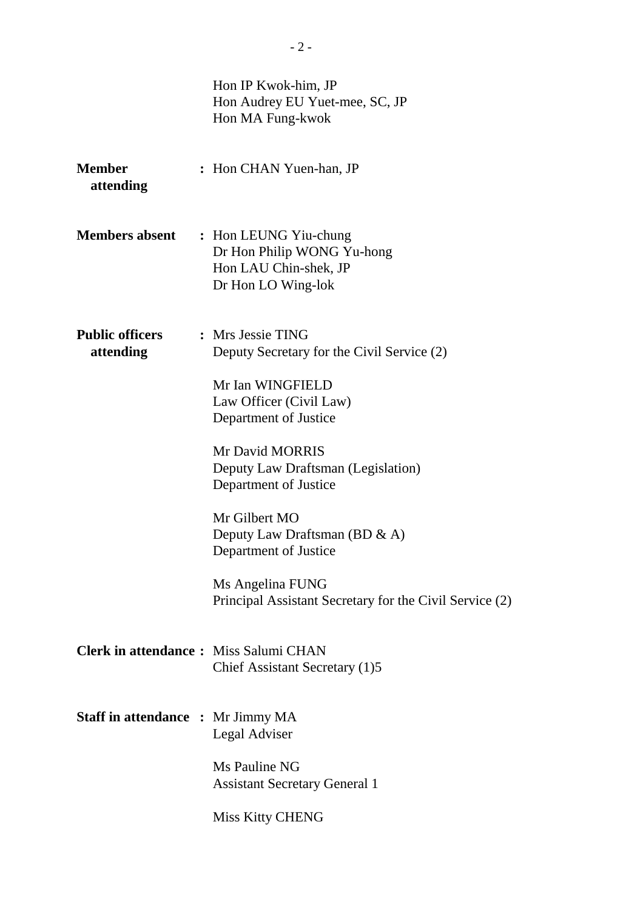Hon IP Kwok-him, JP
Hon Audrey EU Yuet-mee, SC, JP
Hon MA Fung-kwok

**Member attending** : Hon CHAN Yuen-han, JP

**Members absent** : Hon LEUNG Yiu-chung
Dr Hon Philip WONG Yu-hong
Hon LAU Chin-shek, JP
Dr Hon LO Wing-lok

**Public officers attending** : Mrs Jessie TING
Deputy Secretary for the Civil Service (2)

Mr Ian WINGFIELD
Law Officer (Civil Law)
Department of Justice

Mr David MORRIS
Deputy Law Draftsman (Legislation)
Department of Justice

Mr Gilbert MO
Deputy Law Draftsman (BD & A)
Department of Justice

Ms Angelina FUNG
Principal Assistant Secretary for the Civil Service (2)

**Clerk in attendance** : Miss Salumi CHAN
Chief Assistant Secretary (1)5

**Staff in attendance** : Mr Jimmy MA
Legal Adviser

Ms Pauline NG
Assistant Secretary General 1

Miss Kitty CHENG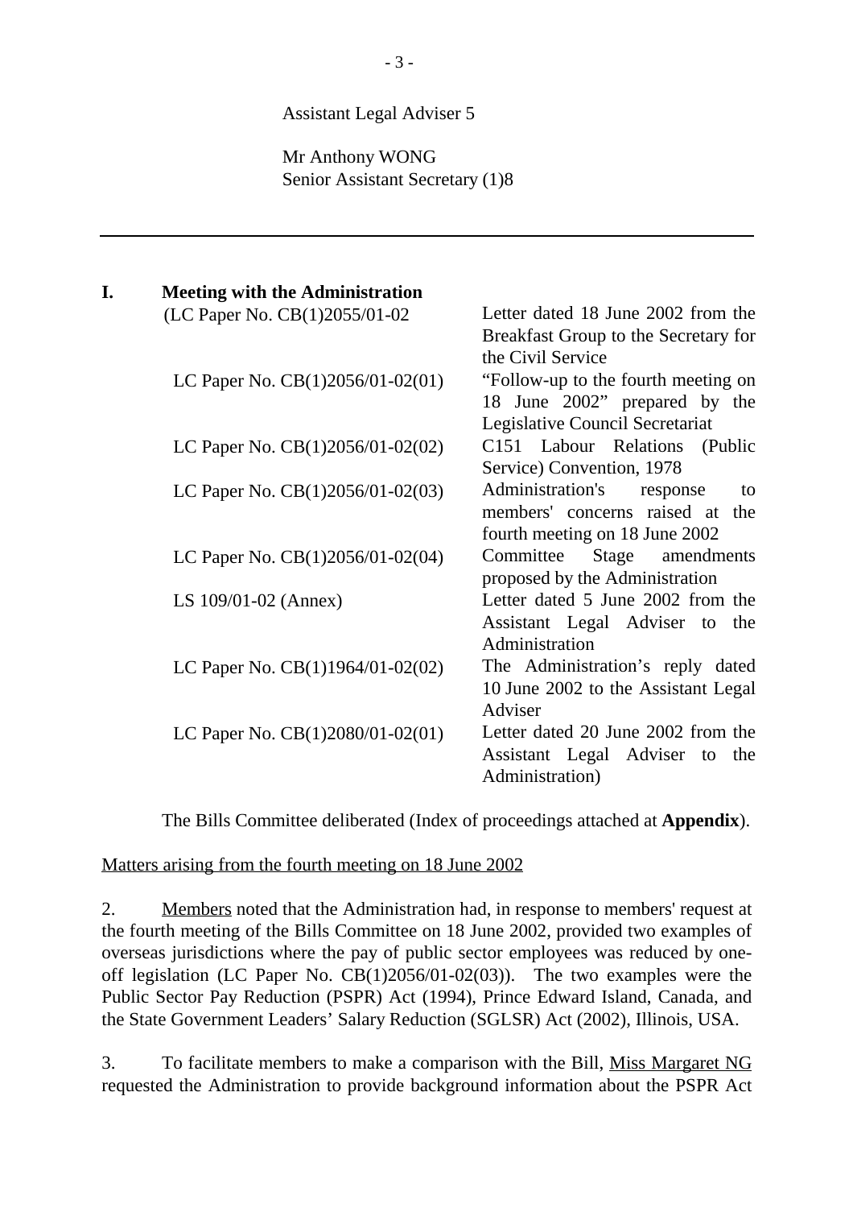Assistant Legal Adviser 5

Mr Anthony WONG
Senior Assistant Secretary (1)8

---

## I. Meeting with the Administration

| | |
|---|---|
| (LC Paper No. CB(1)2055/01-02 | Letter dated 18 June 2002 from the Breakfast Group to the Secretary for the Civil Service |
| LC Paper No. CB(1)2056/01-02(01) | "Follow-up to the fourth meeting on 18 June 2002" prepared by the Legislative Council Secretariat |
| LC Paper No. CB(1)2056/01-02(02) | C151 Labour Relations (Public Service) Convention, 1978 |
| LC Paper No. CB(1)2056/01-02(03) | Administration's response to members' concerns raised at the fourth meeting on 18 June 2002 |
| LC Paper No. CB(1)2056/01-02(04) | Committee Stage amendments proposed by the Administration |
| LS 109/01-02 (Annex) | Letter dated 5 June 2002 from the Assistant Legal Adviser to the Administration |
| LC Paper No. CB(1)1964/01-02(02) | The Administration's reply dated 10 June 2002 to the Assistant Legal Adviser |
| LC Paper No. CB(1)2080/01-02(01) | Letter dated 20 June 2002 from the Assistant Legal Adviser to the Administration) |

The Bills Committee deliberated (Index of proceedings attached at **Appendix**).

Matters arising from the fourth meeting on 18 June 2002

2. Members noted that the Administration had, in response to members' request at the fourth meeting of the Bills Committee on 18 June 2002, provided two examples of overseas jurisdictions where the pay of public sector employees was reduced by one-off legislation (LC Paper No. CB(1)2056/01-02(03)). The two examples were the Public Sector Pay Reduction (PSPR) Act (1994), Prince Edward Island, Canada, and the State Government Leaders' Salary Reduction (SGLSR) Act (2002), Illinois, USA.

3. To facilitate members to make a comparison with the Bill, Miss Margaret NG requested the Administration to provide background information about the PSPR Act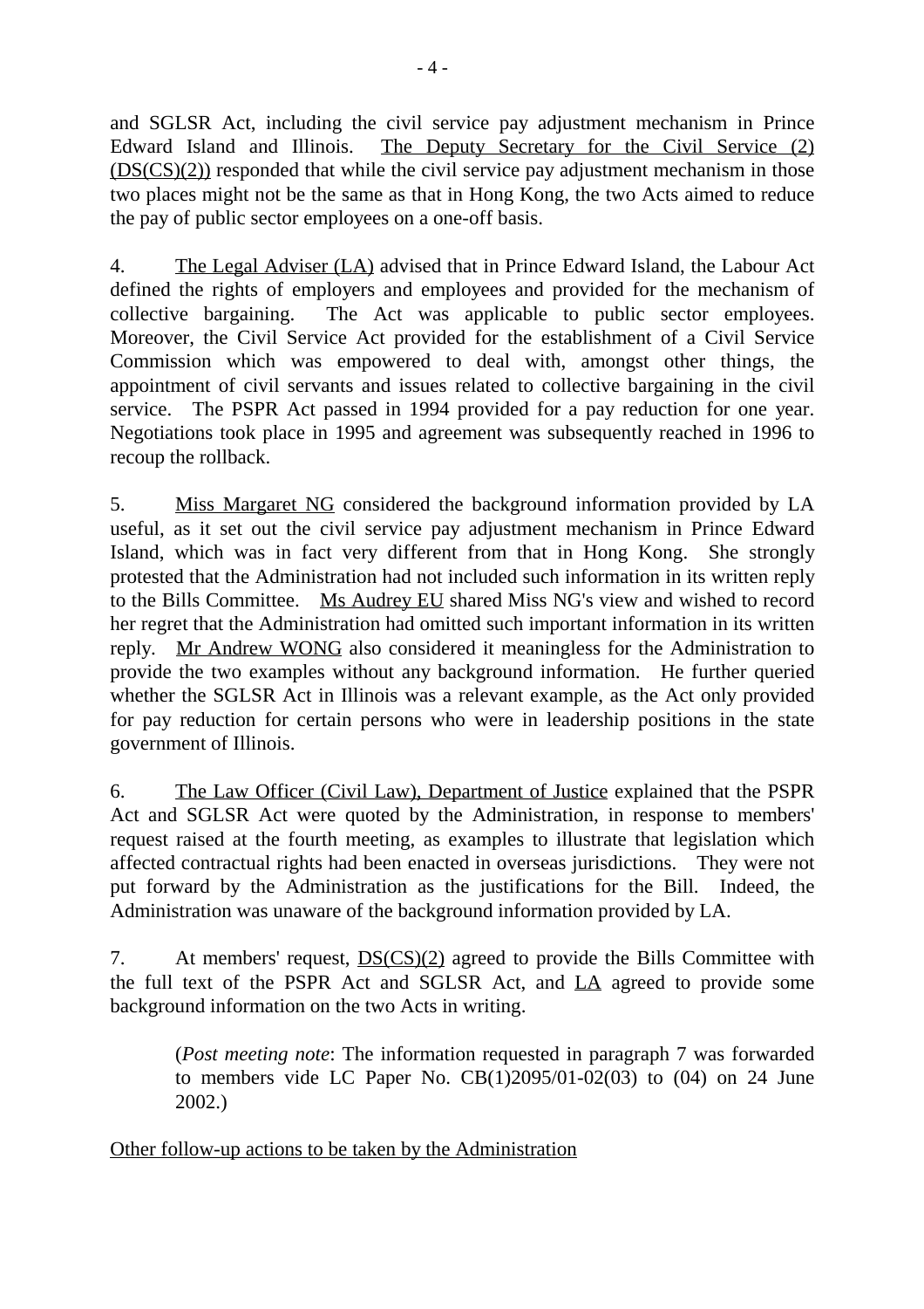and SGLSR Act, including the civil service pay adjustment mechanism in Prince Edward Island and Illinois. The Deputy Secretary for the Civil Service (2) (DS(CS)(2)) responded that while the civil service pay adjustment mechanism in those two places might not be the same as that in Hong Kong, the two Acts aimed to reduce the pay of public sector employees on a one-off basis.

4. The Legal Adviser (LA) advised that in Prince Edward Island, the Labour Act defined the rights of employers and employees and provided for the mechanism of collective bargaining. The Act was applicable to public sector employees. Moreover, the Civil Service Act provided for the establishment of a Civil Service Commission which was empowered to deal with, amongst other things, the appointment of civil servants and issues related to collective bargaining in the civil service. The PSPR Act passed in 1994 provided for a pay reduction for one year. Negotiations took place in 1995 and agreement was subsequently reached in 1996 to recoup the rollback.

5. Miss Margaret NG considered the background information provided by LA useful, as it set out the civil service pay adjustment mechanism in Prince Edward Island, which was in fact very different from that in Hong Kong. She strongly protested that the Administration had not included such information in its written reply to the Bills Committee. Ms Audrey EU shared Miss NG's view and wished to record her regret that the Administration had omitted such important information in its written reply. Mr Andrew WONG also considered it meaningless for the Administration to provide the two examples without any background information. He further queried whether the SGLSR Act in Illinois was a relevant example, as the Act only provided for pay reduction for certain persons who were in leadership positions in the state government of Illinois.

6. The Law Officer (Civil Law), Department of Justice explained that the PSPR Act and SGLSR Act were quoted by the Administration, in response to members' request raised at the fourth meeting, as examples to illustrate that legislation which affected contractual rights had been enacted in overseas jurisdictions. They were not put forward by the Administration as the justifications for the Bill. Indeed, the Administration was unaware of the background information provided by LA.

7. At members' request, DS(CS)(2) agreed to provide the Bills Committee with the full text of the PSPR Act and SGLSR Act, and LA agreed to provide some background information on the two Acts in writing.

> (*Post meeting note*: The information requested in paragraph 7 was forwarded to members vide LC Paper No. CB(1)2095/01-02(03) to (04) on 24 June 2002.)

Other follow-up actions to be taken by the Administration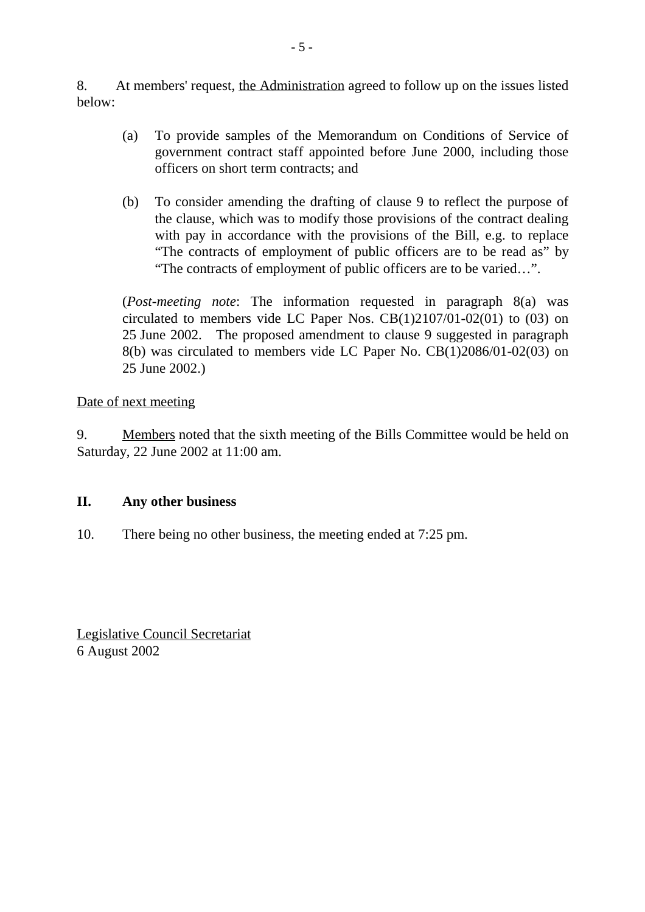8. At members' request, <u>the Administration</u> agreed to follow up on the issues listed below:

(a) To provide samples of the Memorandum on Conditions of Service of government contract staff appointed before June 2000, including those officers on short term contracts; and

(b) To consider amending the drafting of clause 9 to reflect the purpose of the clause, which was to modify those provisions of the contract dealing with pay in accordance with the provisions of the Bill, e.g. to replace "The contracts of employment of public officers are to be read as" by "The contracts of employment of public officers are to be varied…".

(*Post-meeting note*: The information requested in paragraph 8(a) was circulated to members vide LC Paper Nos. CB(1)2107/01-02(01) to (03) on 25 June 2002. The proposed amendment to clause 9 suggested in paragraph 8(b) was circulated to members vide LC Paper No. CB(1)2086/01-02(03) on 25 June 2002.)

<u>Date of next meeting</u>

9. <u>Members</u> noted that the sixth meeting of the Bills Committee would be held on Saturday, 22 June 2002 at 11:00 am.

## II. Any other business

10. There being no other business, the meeting ended at 7:25 pm.

<u>Legislative Council Secretariat</u>
6 August 2002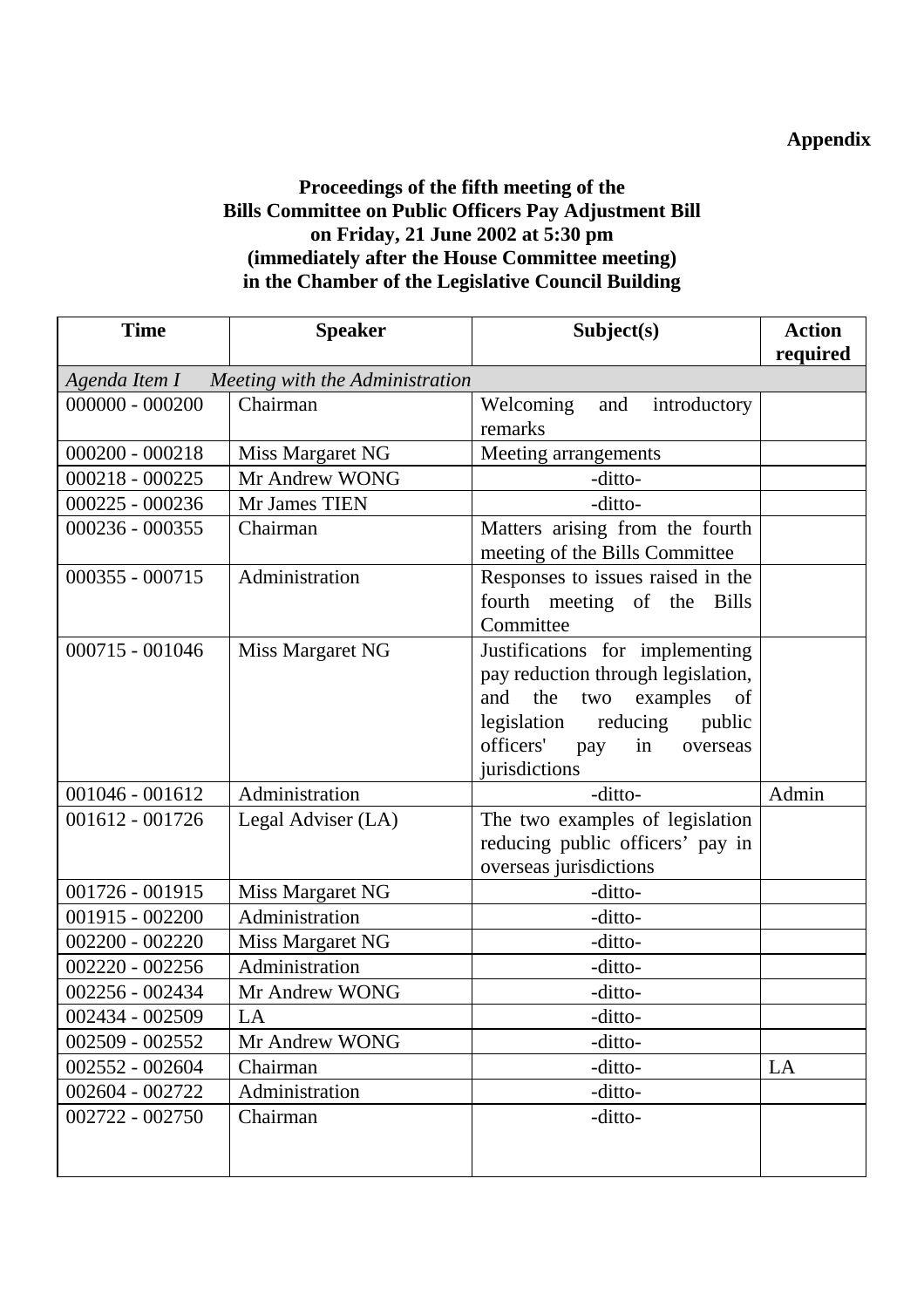**Appendix**

**Proceedings of the fifth meeting of the Bills Committee on Public Officers Pay Adjustment Bill on Friday, 21 June 2002 at 5:30 pm (immediately after the House Committee meeting) in the Chamber of the Legislative Council Building**

| Time | Speaker | Subject(s) | Action required |
|---|---|---|---|
| *Agenda Item I Meeting with the Administration* | | | |
| 000000 - 000200 | Chairman | Welcoming and introductory remarks | |
| 000200 - 000218 | Miss Margaret NG | Meeting arrangements | |
| 000218 - 000225 | Mr Andrew WONG | -ditto- | |
| 000225 - 000236 | Mr James TIEN | -ditto- | |
| 000236 - 000355 | Chairman | Matters arising from the fourth meeting of the Bills Committee | |
| 000355 - 000715 | Administration | Responses to issues raised in the fourth meeting of the Bills Committee | |
| 000715 - 001046 | Miss Margaret NG | Justifications for implementing pay reduction through legislation, and the two examples of legislation reducing public officers' pay in overseas jurisdictions | |
| 001046 - 001612 | Administration | -ditto- | Admin |
| 001612 - 001726 | Legal Adviser (LA) | The two examples of legislation reducing public officers' pay in overseas jurisdictions | |
| 001726 - 001915 | Miss Margaret NG | -ditto- | |
| 001915 - 002200 | Administration | -ditto- | |
| 002200 - 002220 | Miss Margaret NG | -ditto- | |
| 002220 - 002256 | Administration | -ditto- | |
| 002256 - 002434 | Mr Andrew WONG | -ditto- | |
| 002434 - 002509 | LA | -ditto- | |
| 002509 - 002552 | Mr Andrew WONG | -ditto- | |
| 002552 - 002604 | Chairman | -ditto- | LA |
| 002604 - 002722 | Administration | -ditto- | |
| 002722 - 002750 | Chairman | -ditto- | |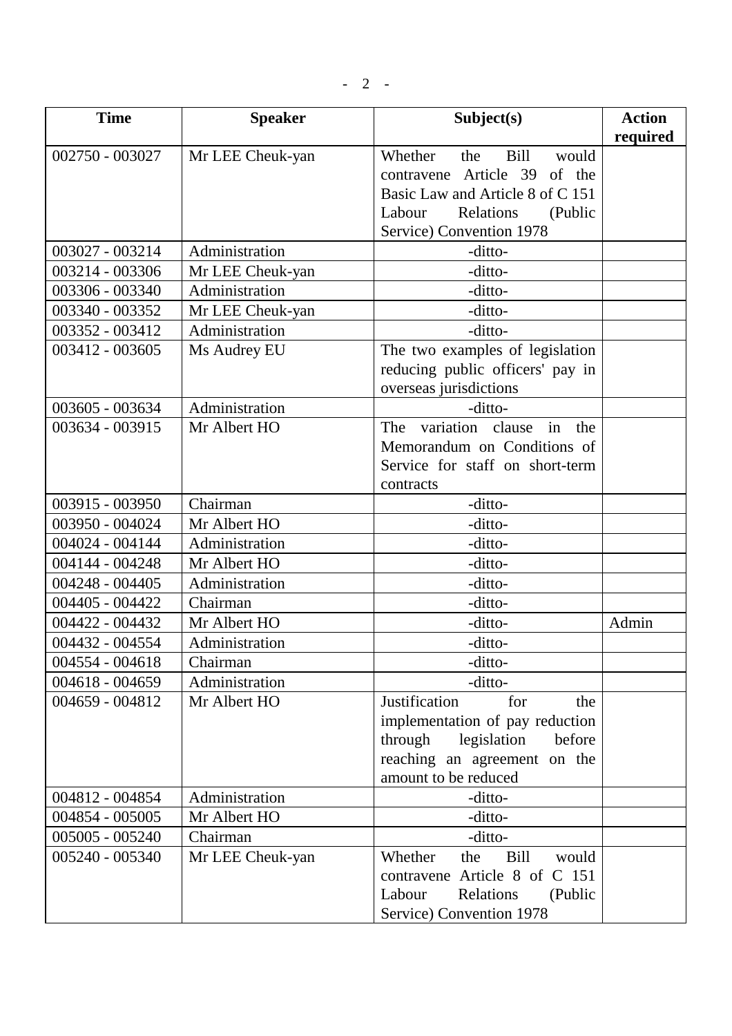| Time | Speaker | Subject(s) | Action required |
|---|---|---|---|
| 002750 - 003027 | Mr LEE Cheuk-yan | Whether the Bill would contravene Article 39 of the Basic Law and Article 8 of C 151 Labour Relations (Public Service) Convention 1978 | |
| 003027 - 003214 | Administration | -ditto- | |
| 003214 - 003306 | Mr LEE Cheuk-yan | -ditto- | |
| 003306 - 003340 | Administration | -ditto- | |
| 003340 - 003352 | Mr LEE Cheuk-yan | -ditto- | |
| 003352 - 003412 | Administration | -ditto- | |
| 003412 - 003605 | Ms Audrey EU | The two examples of legislation reducing public officers' pay in overseas jurisdictions | |
| 003605 - 003634 | Administration | -ditto- | |
| 003634 - 003915 | Mr Albert HO | The variation clause in the Memorandum on Conditions of Service for staff on short-term contracts | |
| 003915 - 003950 | Chairman | -ditto- | |
| 003950 - 004024 | Mr Albert HO | -ditto- | |
| 004024 - 004144 | Administration | -ditto- | |
| 004144 - 004248 | Mr Albert HO | -ditto- | |
| 004248 - 004405 | Administration | -ditto- | |
| 004405 - 004422 | Chairman | -ditto- | |
| 004422 - 004432 | Mr Albert HO | -ditto- | Admin |
| 004432 - 004554 | Administration | -ditto- | |
| 004554 - 004618 | Chairman | -ditto- | |
| 004618 - 004659 | Administration | -ditto- | |
| 004659 - 004812 | Mr Albert HO | Justification for the implementation of pay reduction through legislation before reaching an agreement on the amount to be reduced | |
| 004812 - 004854 | Administration | -ditto- | |
| 004854 - 005005 | Mr Albert HO | -ditto- | |
| 005005 - 005240 | Chairman | -ditto- | |
| 005240 - 005340 | Mr LEE Cheuk-yan | Whether the Bill would contravene Article 8 of C 151 Labour Relations (Public Service) Convention 1978 | |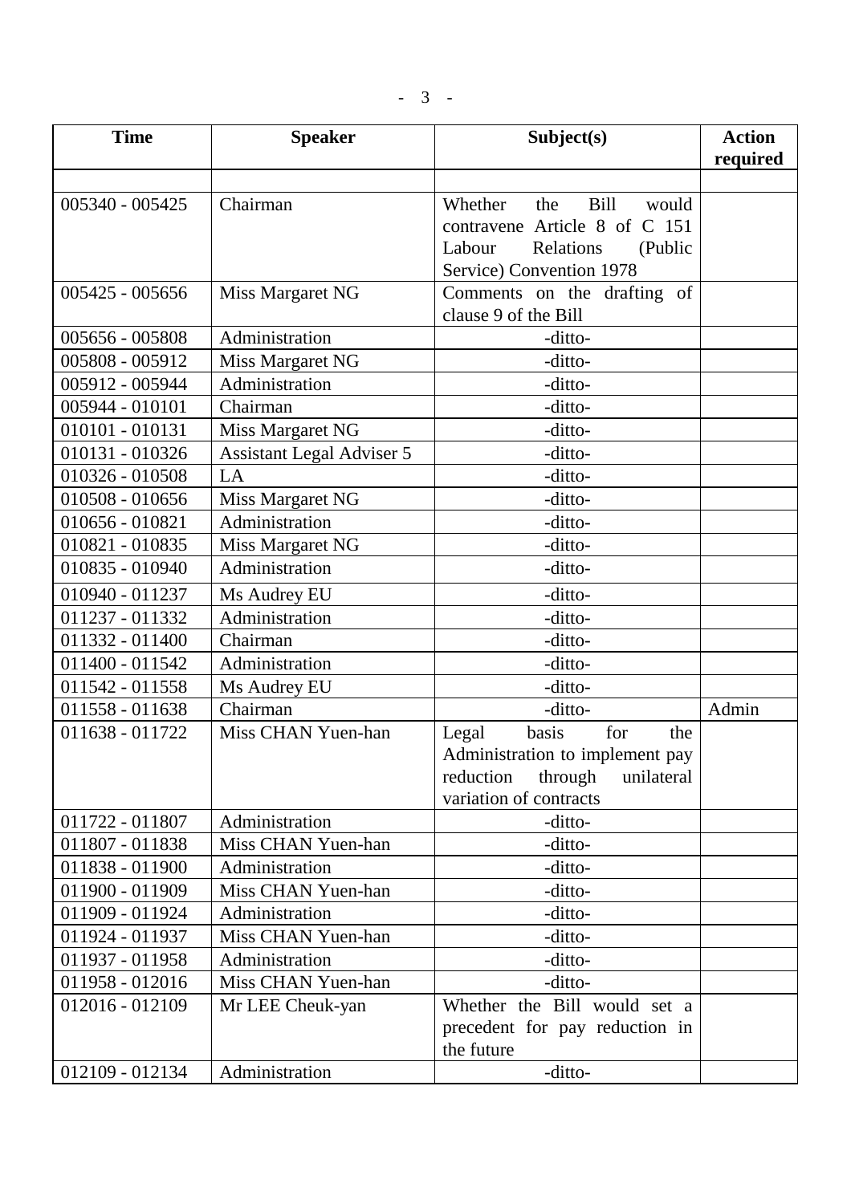| Time | Speaker | Subject(s) | Action required |
|---|---|---|---|
| | | | |
| 005340 - 005425 | Chairman | Whether the Bill would contravene Article 8 of C 151 Labour Relations (Public Service) Convention 1978 | |
| 005425 - 005656 | Miss Margaret NG | Comments on the drafting of clause 9 of the Bill | |
| 005656 - 005808 | Administration | -ditto- | |
| 005808 - 005912 | Miss Margaret NG | -ditto- | |
| 005912 - 005944 | Administration | -ditto- | |
| 005944 - 010101 | Chairman | -ditto- | |
| 010101 - 010131 | Miss Margaret NG | -ditto- | |
| 010131 - 010326 | Assistant Legal Adviser 5 | -ditto- | |
| 010326 - 010508 | LA | -ditto- | |
| 010508 - 010656 | Miss Margaret NG | -ditto- | |
| 010656 - 010821 | Administration | -ditto- | |
| 010821 - 010835 | Miss Margaret NG | -ditto- | |
| 010835 - 010940 | Administration | -ditto- | |
| 010940 - 011237 | Ms Audrey EU | -ditto- | |
| 011237 - 011332 | Administration | -ditto- | |
| 011332 - 011400 | Chairman | -ditto- | |
| 011400 - 011542 | Administration | -ditto- | |
| 011542 - 011558 | Ms Audrey EU | -ditto- | |
| 011558 - 011638 | Chairman | -ditto- | Admin |
| 011638 - 011722 | Miss CHAN Yuen-han | Legal basis for the Administration to implement pay reduction through unilateral variation of contracts | |
| 011722 - 011807 | Administration | -ditto- | |
| 011807 - 011838 | Miss CHAN Yuen-han | -ditto- | |
| 011838 - 011900 | Administration | -ditto- | |
| 011900 - 011909 | Miss CHAN Yuen-han | -ditto- | |
| 011909 - 011924 | Administration | -ditto- | |
| 011924 - 011937 | Miss CHAN Yuen-han | -ditto- | |
| 011937 - 011958 | Administration | -ditto- | |
| 011958 - 012016 | Miss CHAN Yuen-han | -ditto- | |
| 012016 - 012109 | Mr LEE Cheuk-yan | Whether the Bill would set a precedent for pay reduction in the future | |
| 012109 - 012134 | Administration | -ditto- | |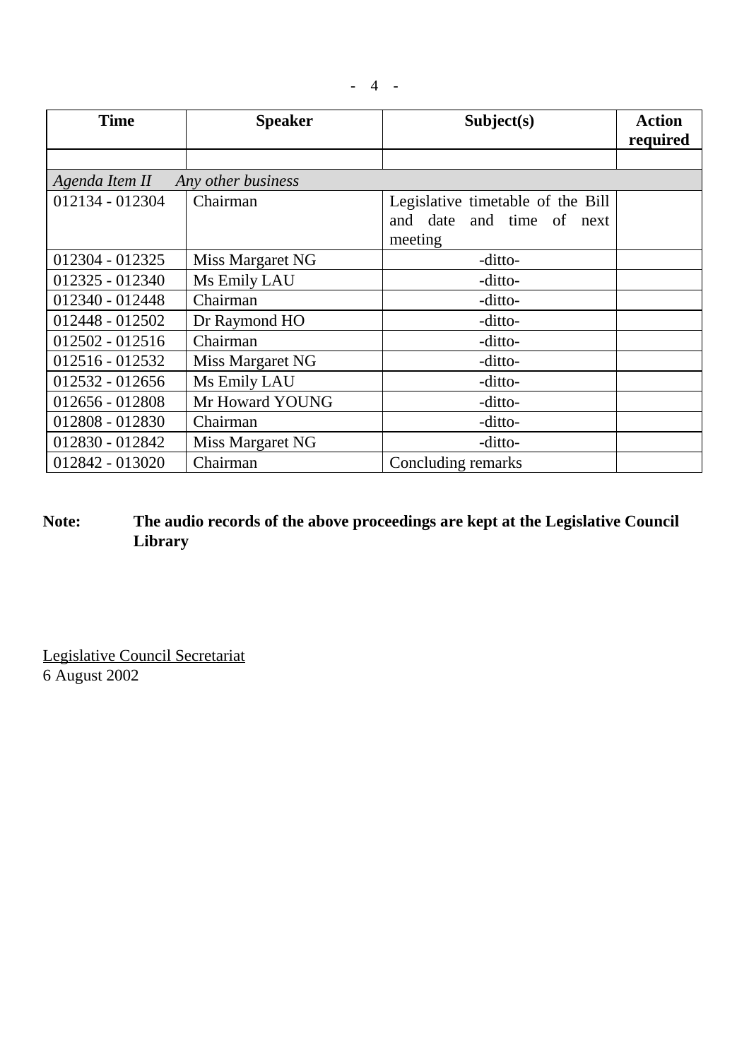| Time | Speaker | Subject(s) | Action required |
|---|---|---|---|
| | | | |
| *Agenda Item II Any other business* | | | |
| 012134 - 012304 | Chairman | Legislative timetable of the Bill and date and time of next meeting | |
| 012304 - 012325 | Miss Margaret NG | -ditto- | |
| 012325 - 012340 | Ms Emily LAU | -ditto- | |
| 012340 - 012448 | Chairman | -ditto- | |
| 012448 - 012502 | Dr Raymond HO | -ditto- | |
| 012502 - 012516 | Chairman | -ditto- | |
| 012516 - 012532 | Miss Margaret NG | -ditto- | |
| 012532 - 012656 | Ms Emily LAU | -ditto- | |
| 012656 - 012808 | Mr Howard YOUNG | -ditto- | |
| 012808 - 012830 | Chairman | -ditto- | |
| 012830 - 012842 | Miss Margaret NG | -ditto- | |
| 012842 - 013020 | Chairman | Concluding remarks | |

**Note: The audio records of the above proceedings are kept at the Legislative Council Library**

Legislative Council Secretariat
6 August 2002